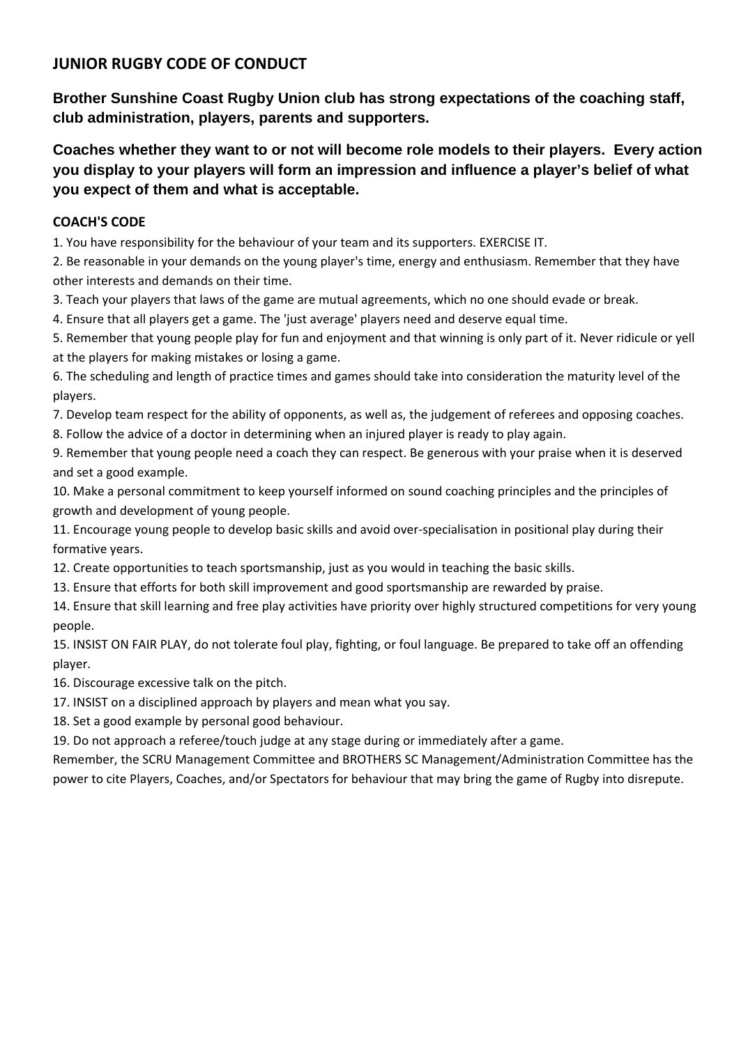## JUNIOR RUGBY CODE OF CONDUCT

**Brother Sunshine Coast Rugby Union club has strong expectations of the coaching staff, club administration, players, parents and supporters.**

**Coaches whether they want to or not will become role models to their players. Every action you display to your players will form an impression and influence a player's belief of what you expect of them and what is acceptable.**

### COACH'S CODE

1. You have responsibility for the behaviour of your team and its supporters. EXERCISE IT.
2. Be reasonable in your demands on the young player's time, energy and enthusiasm. Remember that they have other interests and demands on their time.
3. Teach your players that laws of the game are mutual agreements, which no one should evade or break.
4. Ensure that all players get a game. The 'just average' players need and deserve equal time.
5. Remember that young people play for fun and enjoyment and that winning is only part of it. Never ridicule or yell at the players for making mistakes or losing a game.
6. The scheduling and length of practice times and games should take into consideration the maturity level of the players.
7. Develop team respect for the ability of opponents, as well as, the judgement of referees and opposing coaches.
8. Follow the advice of a doctor in determining when an injured player is ready to play again.
9. Remember that young people need a coach they can respect. Be generous with your praise when it is deserved and set a good example.
10. Make a personal commitment to keep yourself informed on sound coaching principles and the principles of growth and development of young people.
11. Encourage young people to develop basic skills and avoid over-specialisation in positional play during their formative years.
12. Create opportunities to teach sportsmanship, just as you would in teaching the basic skills.
13. Ensure that efforts for both skill improvement and good sportsmanship are rewarded by praise.
14. Ensure that skill learning and free play activities have priority over highly structured competitions for very young people.
15. INSIST ON FAIR PLAY, do not tolerate foul play, fighting, or foul language. Be prepared to take off an offending player.
16. Discourage excessive talk on the pitch.
17. INSIST on a disciplined approach by players and mean what you say.
18. Set a good example by personal good behaviour.
19. Do not approach a referee/touch judge at any stage during or immediately after a game.

Remember, the SCRU Management Committee and BROTHERS SC Management/Administration Committee has the power to cite Players, Coaches, and/or Spectators for behaviour that may bring the game of Rugby into disrepute.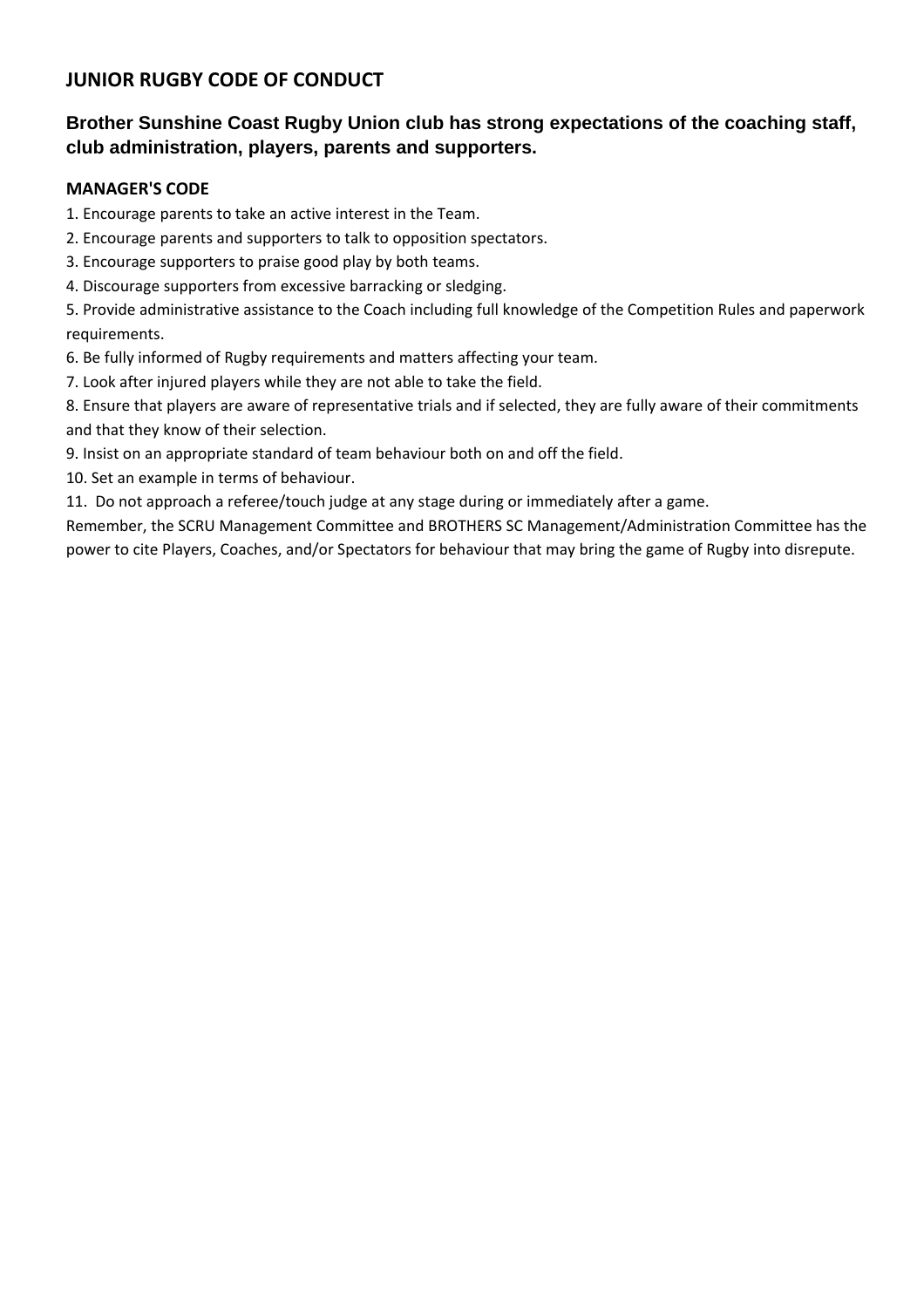## JUNIOR RUGBY CODE OF CONDUCT

### Brother Sunshine Coast Rugby Union club has strong expectations of the coaching staff, club administration, players, parents and supporters.

**MANAGER'S CODE**

1. Encourage parents to take an active interest in the Team.
2. Encourage parents and supporters to talk to opposition spectators.
3. Encourage supporters to praise good play by both teams.
4. Discourage supporters from excessive barracking or sledging.
5. Provide administrative assistance to the Coach including full knowledge of the Competition Rules and paperwork requirements.
6. Be fully informed of Rugby requirements and matters affecting your team.
7. Look after injured players while they are not able to take the field.
8. Ensure that players are aware of representative trials and if selected, they are fully aware of their commitments and that they know of their selection.
9. Insist on an appropriate standard of team behaviour both on and off the field.
10. Set an example in terms of behaviour.
11. Do not approach a referee/touch judge at any stage during or immediately after a game.

Remember, the SCRU Management Committee and BROTHERS SC Management/Administration Committee has the power to cite Players, Coaches, and/or Spectators for behaviour that may bring the game of Rugby into disrepute.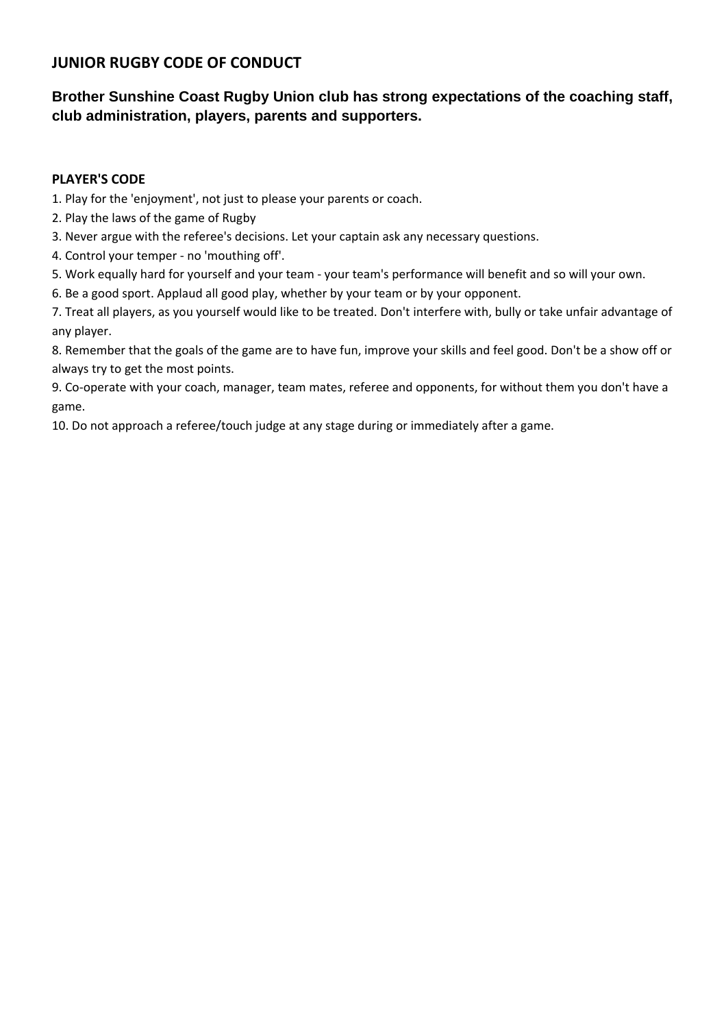## JUNIOR RUGBY CODE OF CONDUCT

### Brother Sunshine Coast Rugby Union club has strong expectations of the coaching staff, club administration, players, parents and supporters.

**PLAYER'S CODE**

1. Play for the 'enjoyment', not just to please your parents or coach.
2. Play the laws of the game of Rugby
3. Never argue with the referee's decisions. Let your captain ask any necessary questions.
4. Control your temper - no 'mouthing off'.
5. Work equally hard for yourself and your team - your team's performance will benefit and so will your own.
6. Be a good sport. Applaud all good play, whether by your team or by your opponent.
7. Treat all players, as you yourself would like to be treated. Don't interfere with, bully or take unfair advantage of any player.
8. Remember that the goals of the game are to have fun, improve your skills and feel good. Don't be a show off or always try to get the most points.
9. Co-operate with your coach, manager, team mates, referee and opponents, for without them you don't have a game.
10. Do not approach a referee/touch judge at any stage during or immediately after a game.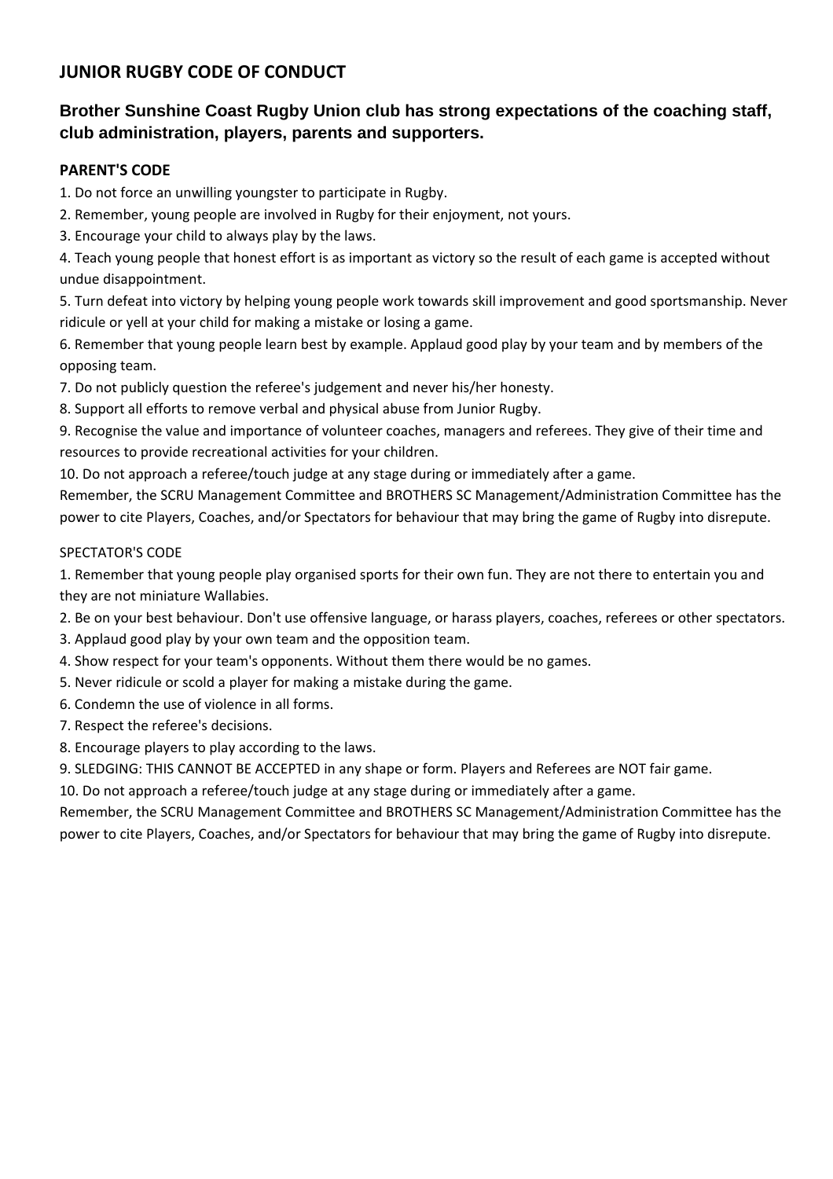## JUNIOR RUGBY CODE OF CONDUCT

### Brother Sunshine Coast Rugby Union club has strong expectations of the coaching staff, club administration, players, parents and supporters.

**PARENT'S CODE**

1. Do not force an unwilling youngster to participate in Rugby.
2. Remember, young people are involved in Rugby for their enjoyment, not yours.
3. Encourage your child to always play by the laws.
4. Teach young people that honest effort is as important as victory so the result of each game is accepted without undue disappointment.
5. Turn defeat into victory by helping young people work towards skill improvement and good sportsmanship. Never ridicule or yell at your child for making a mistake or losing a game.
6. Remember that young people learn best by example. Applaud good play by your team and by members of the opposing team.
7. Do not publicly question the referee's judgement and never his/her honesty.
8. Support all efforts to remove verbal and physical abuse from Junior Rugby.
9. Recognise the value and importance of volunteer coaches, managers and referees. They give of their time and resources to provide recreational activities for your children.
10. Do not approach a referee/touch judge at any stage during or immediately after a game.

Remember, the SCRU Management Committee and BROTHERS SC Management/Administration Committee has the power to cite Players, Coaches, and/or Spectators for behaviour that may bring the game of Rugby into disrepute.

SPECTATOR'S CODE

1. Remember that young people play organised sports for their own fun. They are not there to entertain you and they are not miniature Wallabies.
2. Be on your best behaviour. Don't use offensive language, or harass players, coaches, referees or other spectators.
3. Applaud good play by your own team and the opposition team.
4. Show respect for your team's opponents. Without them there would be no games.
5. Never ridicule or scold a player for making a mistake during the game.
6. Condemn the use of violence in all forms.
7. Respect the referee's decisions.
8. Encourage players to play according to the laws.
9. SLEDGING: THIS CANNOT BE ACCEPTED in any shape or form. Players and Referees are NOT fair game.
10. Do not approach a referee/touch judge at any stage during or immediately after a game.

Remember, the SCRU Management Committee and BROTHERS SC Management/Administration Committee has the power to cite Players, Coaches, and/or Spectators for behaviour that may bring the game of Rugby into disrepute.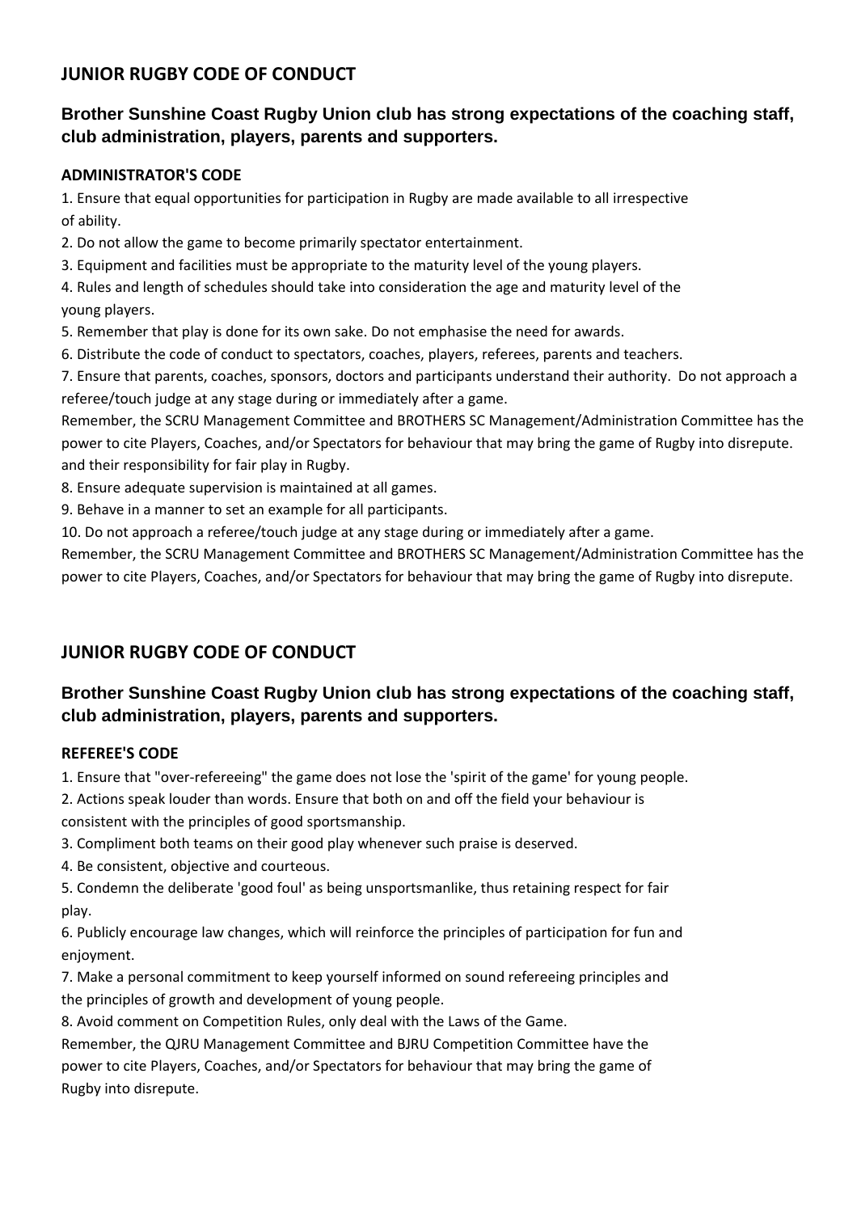## JUNIOR RUGBY CODE OF CONDUCT

### Brother Sunshine Coast Rugby Union club has strong expectations of the coaching staff, club administration, players, parents and supporters.

#### ADMINISTRATOR'S CODE

1. Ensure that equal opportunities for participation in Rugby are made available to all irrespective of ability.
2. Do not allow the game to become primarily spectator entertainment.
3. Equipment and facilities must be appropriate to the maturity level of the young players.
4. Rules and length of schedules should take into consideration the age and maturity level of the young players.
5. Remember that play is done for its own sake. Do not emphasise the need for awards.
6. Distribute the code of conduct to spectators, coaches, players, referees, parents and teachers.
7. Ensure that parents, coaches, sponsors, doctors and participants understand their authority. Do not approach a referee/touch judge at any stage during or immediately after a game.

Remember, the SCRU Management Committee and BROTHERS SC Management/Administration Committee has the power to cite Players, Coaches, and/or Spectators for behaviour that may bring the game of Rugby into disrepute. and their responsibility for fair play in Rugby.

8. Ensure adequate supervision is maintained at all games.
9. Behave in a manner to set an example for all participants.
10. Do not approach a referee/touch judge at any stage during or immediately after a game.

Remember, the SCRU Management Committee and BROTHERS SC Management/Administration Committee has the power to cite Players, Coaches, and/or Spectators for behaviour that may bring the game of Rugby into disrepute.

## JUNIOR RUGBY CODE OF CONDUCT

### Brother Sunshine Coast Rugby Union club has strong expectations of the coaching staff, club administration, players, parents and supporters.

#### REFEREE'S CODE

1. Ensure that "over-refereeing" the game does not lose the 'spirit of the game' for young people.
2. Actions speak louder than words. Ensure that both on and off the field your behaviour is consistent with the principles of good sportsmanship.
3. Compliment both teams on their good play whenever such praise is deserved.
4. Be consistent, objective and courteous.
5. Condemn the deliberate 'good foul' as being unsportsmanlike, thus retaining respect for fair play.
6. Publicly encourage law changes, which will reinforce the principles of participation for fun and enjoyment.
7. Make a personal commitment to keep yourself informed on sound refereeing principles and the principles of growth and development of young people.
8. Avoid comment on Competition Rules, only deal with the Laws of the Game.

Remember, the QJRU Management Committee and BJRU Competition Committee have the power to cite Players, Coaches, and/or Spectators for behaviour that may bring the game of Rugby into disrepute.